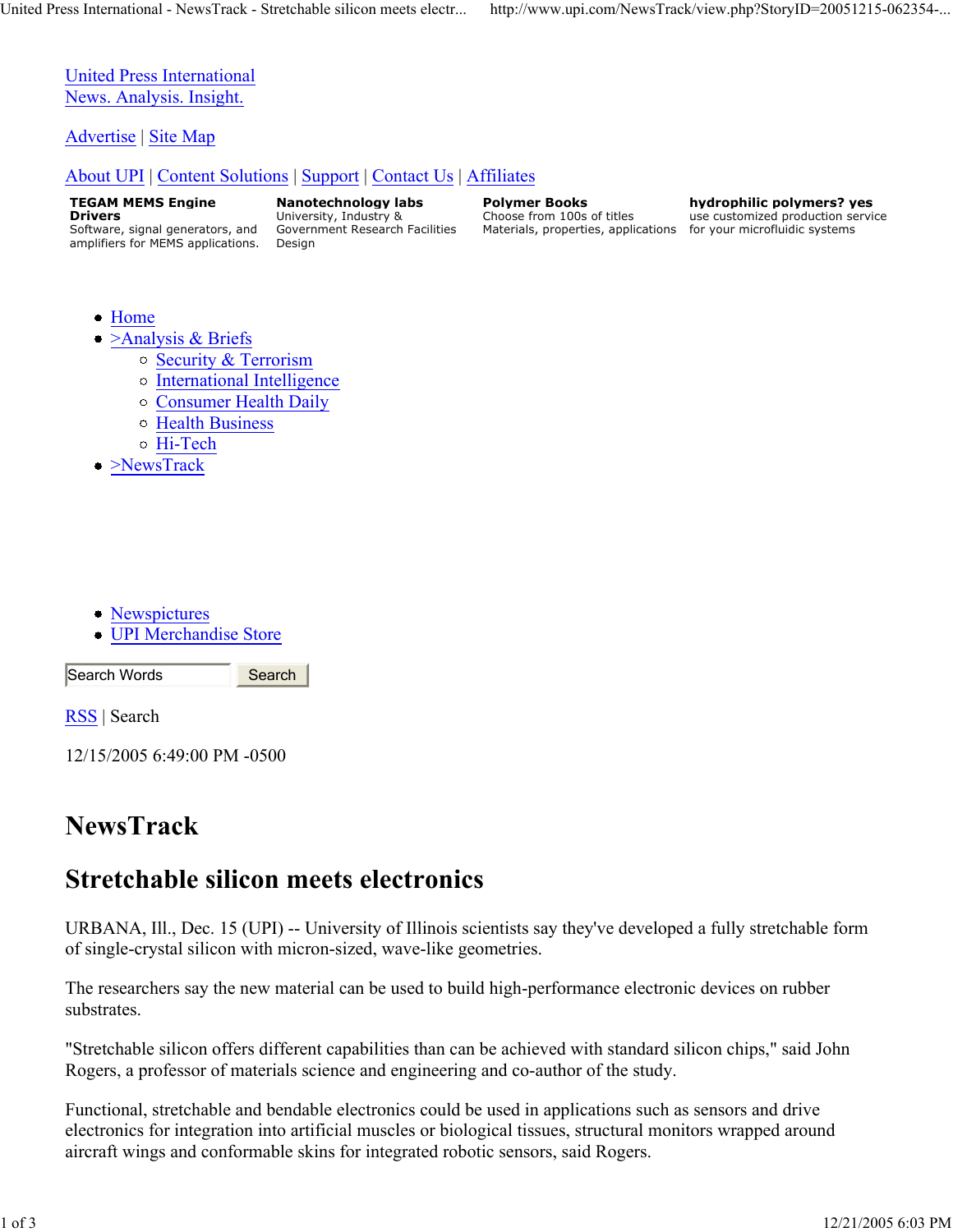United Press International
News. Analysis. Insight.

Advertise | Site Map

About UPI | Content Solutions | Support | Contact Us | Affiliates

**TEGAM MEMS Engine Drivers**
Software, signal generators, and amplifiers for MEMS applications.

**Nanotechnology labs**
University, Industry & Government Research Facilities Design

**Polymer Books**
Choose from 100s of titles
Materials, properties, applications

**hydrophilic polymers? yes**
use customized production service for your microfluidic systems

- Home
- >Analysis & Briefs
  - Security & Terrorism
  - International Intelligence
  - Consumer Health Daily
  - Health Business
  - Hi-Tech
- >NewsTrack

- Newspictures
- UPI Merchandise Store

Search Words | Search

RSS | Search

12/15/2005 6:49:00 PM -0500

# NewsTrack

# Stretchable silicon meets electronics

URBANA, Ill., Dec. 15 (UPI) -- University of Illinois scientists say they've developed a fully stretchable form of single-crystal silicon with micron-sized, wave-like geometries.

The researchers say the new material can be used to build high-performance electronic devices on rubber substrates.

"Stretchable silicon offers different capabilities than can be achieved with standard silicon chips," said John Rogers, a professor of materials science and engineering and co-author of the study.

Functional, stretchable and bendable electronics could be used in applications such as sensors and drive electronics for integration into artificial muscles or biological tissues, structural monitors wrapped around aircraft wings and conformable skins for integrated robotic sensors, said Rogers.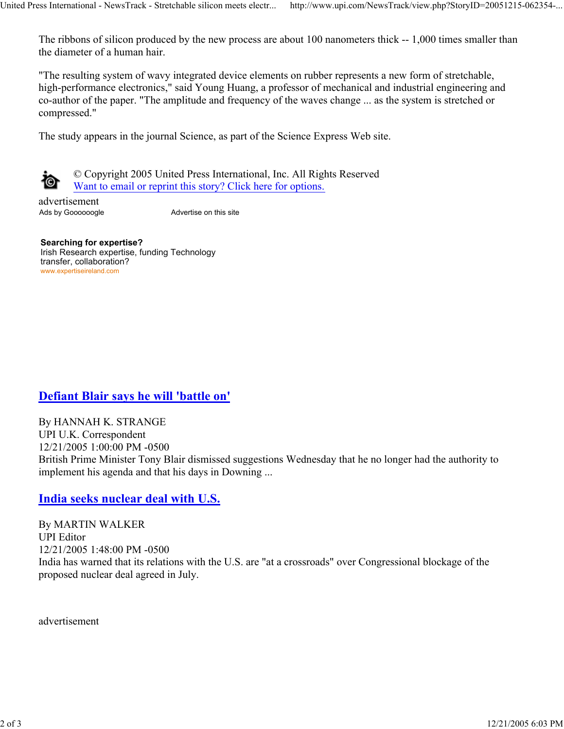The ribbons of silicon produced by the new process are about 100 nanometers thick -- 1,000 times smaller than the diameter of a human hair.

"The resulting system of wavy integrated device elements on rubber represents a new form of stretchable, high-performance electronics," said Young Huang, a professor of mechanical and industrial engineering and co-author of the paper. "The amplitude and frequency of the waves change ... as the system is stretched or compressed."

The study appears in the journal Science, as part of the Science Express Web site.

© Copyright 2005 United Press International, Inc. All Rights Reserved
[Want to email or reprint this story? Click here for options.]

advertisement

Ads by Goooooogle    Advertise on this site

**Searching for expertise?**
Irish Research expertise, funding Technology transfer, collaboration?
www.expertiseireland.com

## [Defiant Blair says he will 'battle on']

By HANNAH K. STRANGE
UPI U.K. Correspondent
12/21/2005 1:00:00 PM -0500
British Prime Minister Tony Blair dismissed suggestions Wednesday that he no longer had the authority to implement his agenda and that his days in Downing ...

## [India seeks nuclear deal with U.S.]

By MARTIN WALKER
UPI Editor
12/21/2005 1:48:00 PM -0500
India has warned that its relations with the U.S. are "at a crossroads" over Congressional blockage of the proposed nuclear deal agreed in July.

advertisement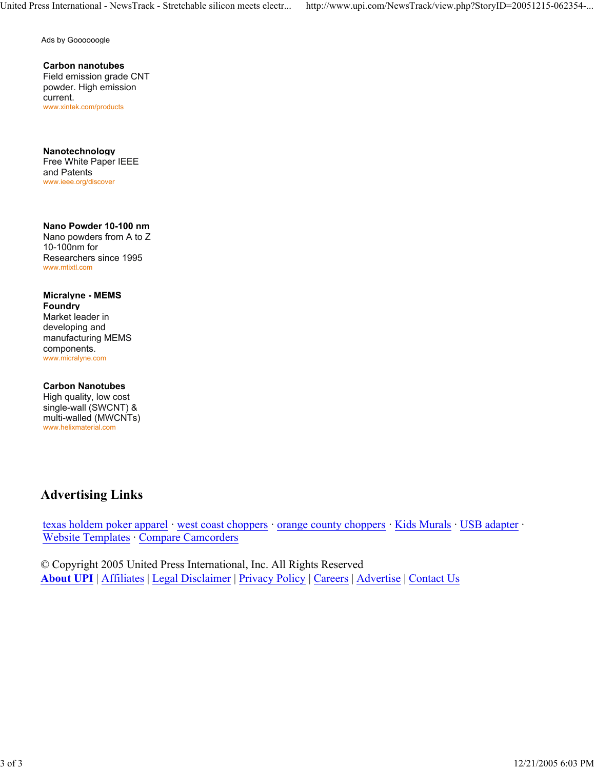Ads by Goooooogle

**Carbon nanotubes**
Field emission grade CNT powder. High emission current.
www.xintek.com/products

**Nanotechnology**
Free White Paper IEEE and Patents
www.ieee.org/discover

**Nano Powder 10-100 nm**
Nano powders from A to Z 10-100nm for Researchers since 1995
www.mtixtl.com

**Micralyne - MEMS Foundry**
Market leader in developing and manufacturing MEMS components.
www.micralyne.com

**Carbon Nanotubes**
High quality, low cost single-wall (SWCNT) & multi-walled (MWCNTs)
www.helixmaterial.com

## Advertising Links

texas holdem poker apparel · west coast choppers · orange county choppers · Kids Murals · USB adapter · Website Templates · Compare Camcorders

© Copyright 2005 United Press International, Inc. All Rights Reserved
**About UPI** | Affiliates | Legal Disclaimer | Privacy Policy | Careers | Advertise | Contact Us